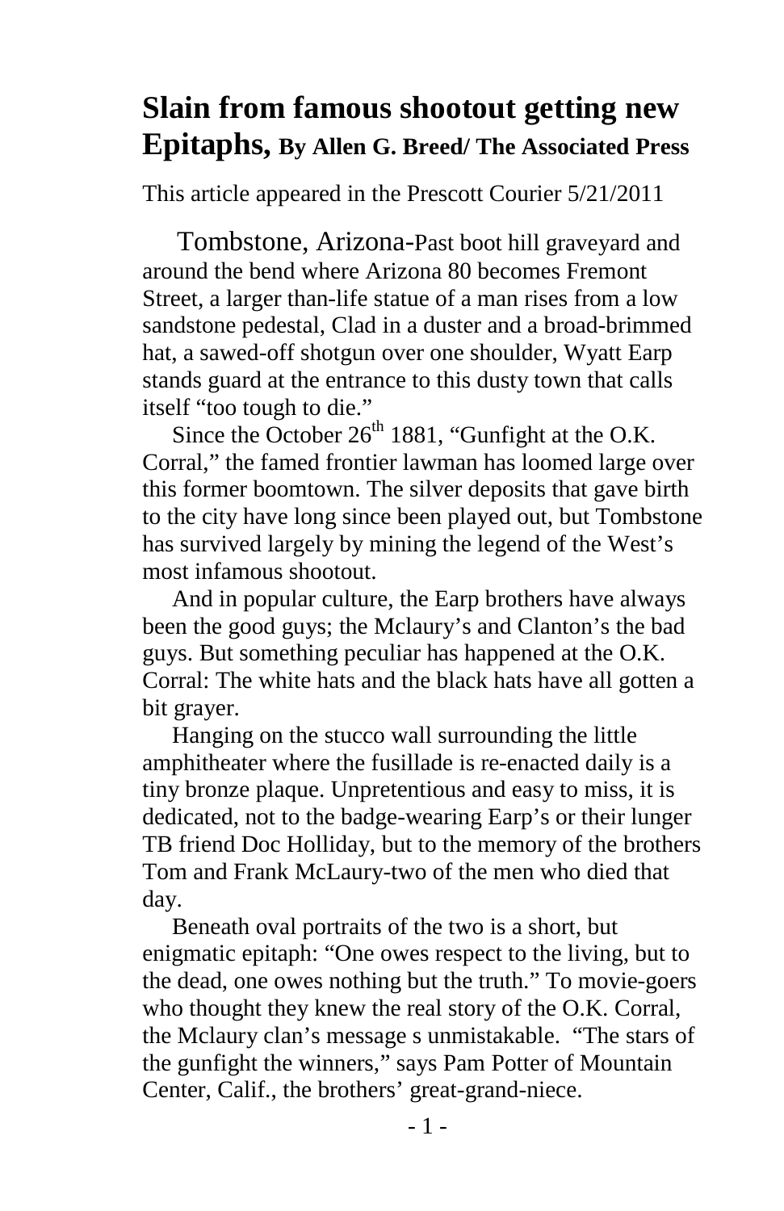# **Slain from famous shootout getting new Epitaphs, By Allen G. Breed/ The Associated Press**

This article appeared in the Prescott Courier 5/21/2011

Tombstone, Arizona-Past boot hill graveyard and around the bend where Arizona 80 becomes Fremont Street, a larger than-life statue of a man rises from a low sandstone pedestal, Clad in a duster and a broad-brimmed hat, a sawed-off shotgun over one shoulder, Wyatt Earp stands guard at the entrance to this dusty town that calls itself "too tough to die."

Since the October 26th 1881, "Gunfight at the O.K. Corral," the famed frontier lawman has loomed large over this former boomtown. The silver deposits that gave birth to the city have long since been played out, but Tombstone has survived largely by mining the legend of the West's most infamous shootout.

And in popular culture, the Earp brothers have always been the good guys; the Mclaury's and Clanton's the bad guys. But something peculiar has happened at the O.K. Corral: The white hats and the black hats have all gotten a bit grayer.

Hanging on the stucco wall surrounding the little amphitheater where the fusillade is re-enacted daily is a tiny bronze plaque. Unpretentious and easy to miss, it is dedicated, not to the badge-wearing Earp's or their lunger TB friend Doc Holliday, but to the memory of the brothers Tom and Frank McLaury-two of the men who died that day.

Beneath oval portraits of the two is a short, but enigmatic epitaph: "One owes respect to the living, but to the dead, one owes nothing but the truth." To movie-goers who thought they knew the real story of the O.K. Corral, the Mclaury clan's message s unmistakable. "The stars of the gunfight the winners," says Pam Potter of Mountain Center, Calif., the brothers' great-grand-niece.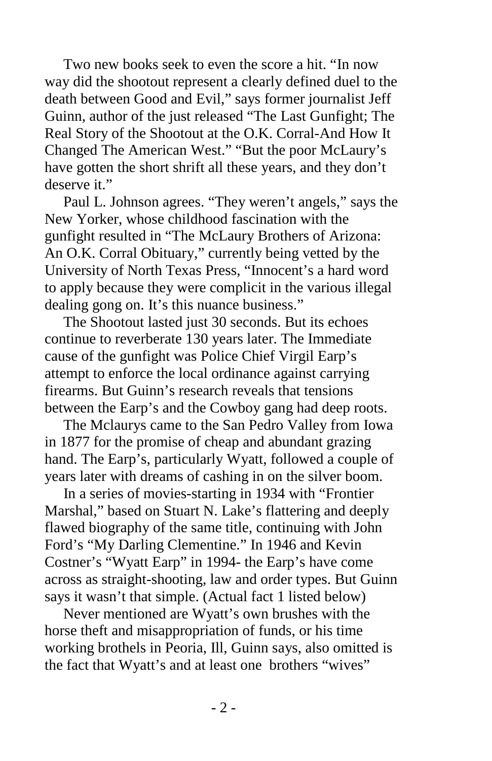Two new books seek to even the score a hit. "In now way did the shootout represent a clearly defined duel to the death between Good and Evil," says former journalist Jeff Guinn, author of the just released "The Last Gunfight; The Real Story of the Shootout at the O.K. Corral-And How It Changed The American West." "But the poor McLaury's have gotten the short shrift all these years, and they don't deserve it."

Paul L. Johnson agrees. "They weren't angels," says the New Yorker, whose childhood fascination with the gunfight resulted in "The McLaury Brothers of Arizona: An O.K. Corral Obituary," currently being vetted by the University of North Texas Press, "Innocent's a hard word to apply because they were complicit in the various illegal dealing gong on. It's this nuance business."

The Shootout lasted just 30 seconds. But its echoes continue to reverberate 130 years later. The Immediate cause of the gunfight was Police Chief Virgil Earp's attempt to enforce the local ordinance against carrying firearms. But Guinn's research reveals that tensions between the Earp's and the Cowboy gang had deep roots.

The Mclaurys came to the San Pedro Valley from Iowa in 1877 for the promise of cheap and abundant grazing hand. The Earp's, particularly Wyatt, followed a couple of years later with dreams of cashing in on the silver boom.

In a series of movies-starting in 1934 with "Frontier Marshal," based on Stuart N. Lake's flattering and deeply flawed biography of the same title, continuing with John Ford's "My Darling Clementine." In 1946 and Kevin Costner's "Wyatt Earp" in 1994- the Earp's have come across as straight-shooting, law and order types. But Guinn says it wasn't that simple. (Actual fact 1 listed below)

Never mentioned are Wyatt's own brushes with the horse theft and misappropriation of funds, or his time working brothels in Peoria, Ill, Guinn says, also omitted is the fact that Wyatt's and at least one brothers "wives"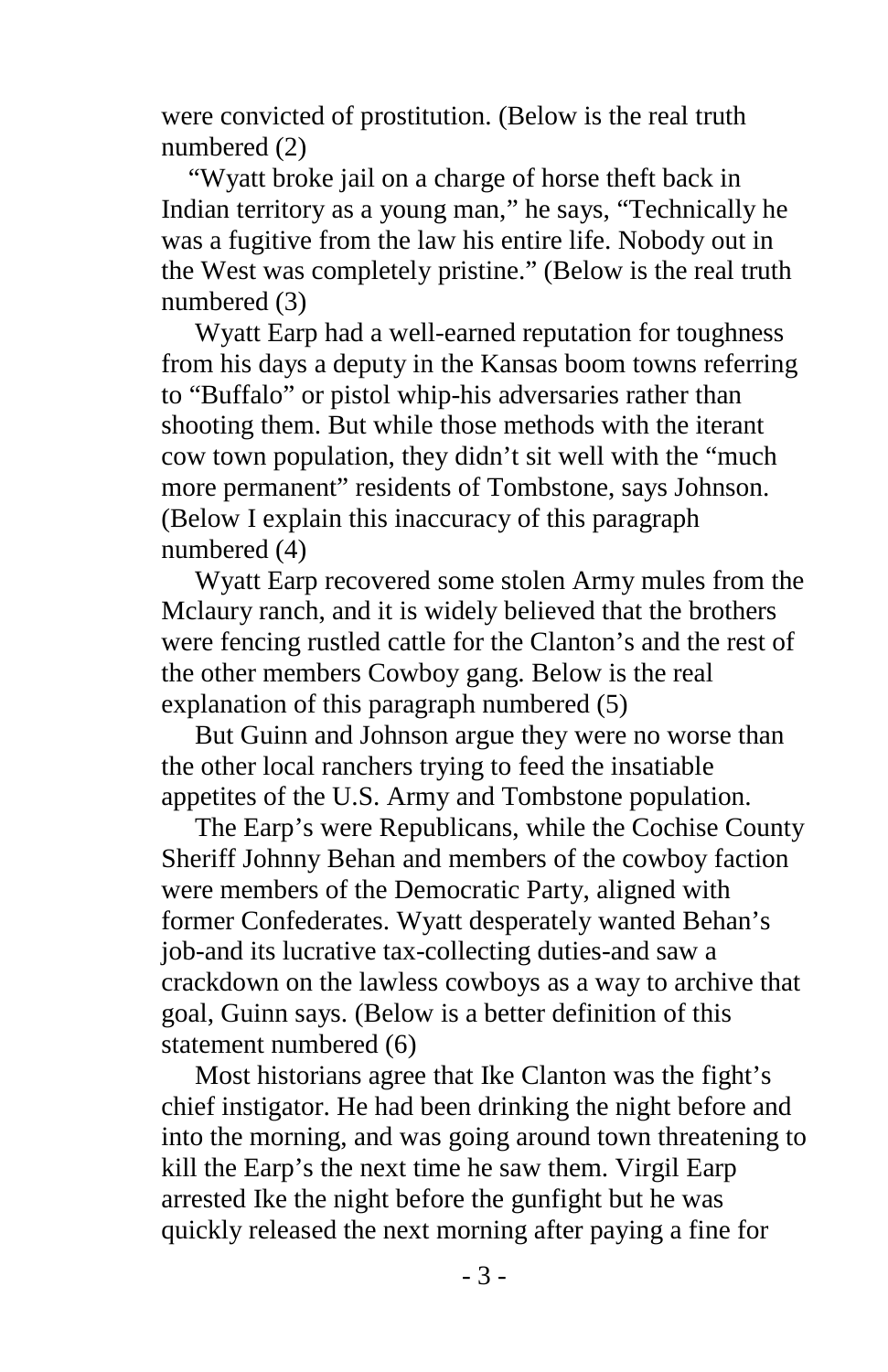were convicted of prostitution. (Below is the real truth numbered (2)

"Wyatt broke jail on a charge of horse theft back in Indian territory as a young man," he says, "Technically he was a fugitive from the law his entire life. Nobody out in the West was completely pristine." (Below is the real truth numbered (3)

Wyatt Earp had a well-earned reputation for toughness from his days a deputy in the Kansas boom towns referring to "Buffalo" or pistol whip-his adversaries rather than shooting them. But while those methods with the iterant cow town population, they didn't sit well with the "much more permanent" residents of Tombstone, says Johnson. (Below I explain this inaccuracy of this paragraph numbered (4)

Wyatt Earp recovered some stolen Army mules from the Mclaury ranch, and it is widely believed that the brothers were fencing rustled cattle for the Clanton's and the rest of the other members Cowboy gang. Below is the real explanation of this paragraph numbered (5)

But Guinn and Johnson argue they were no worse than the other local ranchers trying to feed the insatiable appetites of the U.S. Army and Tombstone population.

The Earp's were Republicans, while the Cochise County Sheriff Johnny Behan and members of the cowboy faction were members of the Democratic Party, aligned with former Confederates. Wyatt desperately wanted Behan's job-and its lucrative tax-collecting duties-and saw a crackdown on the lawless cowboys as a way to archive that goal, Guinn says. (Below is a better definition of this statement numbered (6)

Most historians agree that Ike Clanton was the fight's chief instigator. He had been drinking the night before and into the morning, and was going around town threatening to kill the Earp's the next time he saw them. Virgil Earp arrested Ike the night before the gunfight but he was quickly released the next morning after paying a fine for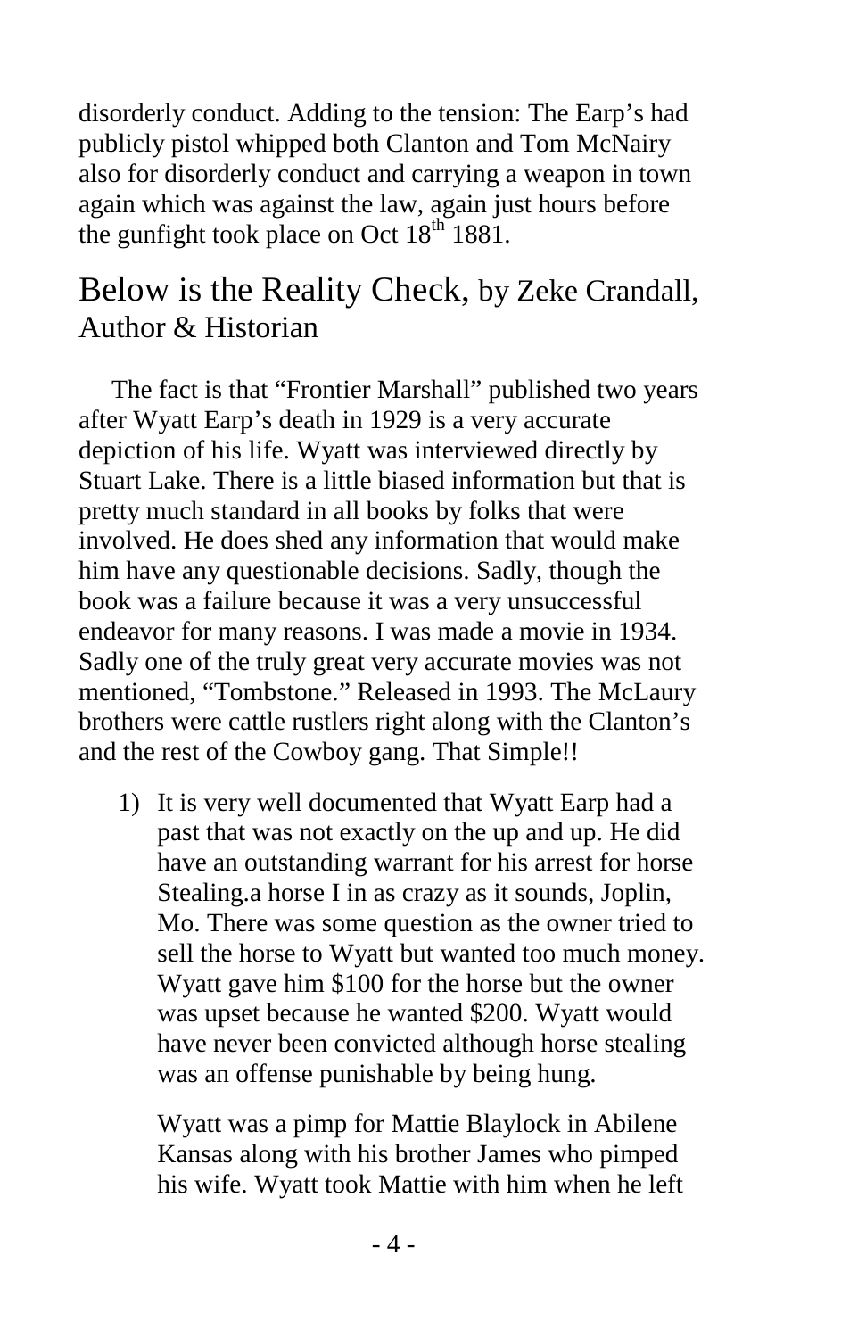disorderly conduct. Adding to the tension: The Earp's had publicly pistol whipped both Clanton and Tom McNairy also for disorderly conduct and carrying a weapon in town again which was against the law, again just hours before the gunfight took place on Oct 18th 1881.

## Below is the Reality Check, by Zeke Crandall, Author & Historian

The fact is that "Frontier Marshall" published two years after Wyatt Earp's death in 1929 is a very accurate depiction of his life. Wyatt was interviewed directly by Stuart Lake. There is a little biased information but that is pretty much standard in all books by folks that were involved. He does shed any information that would make him have any questionable decisions. Sadly, though the book was a failure because it was a very unsuccessful endeavor for many reasons. I was made a movie in 1934. Sadly one of the truly great very accurate movies was not mentioned, "Tombstone." Released in 1993. The McLaury brothers were cattle rustlers right along with the Clanton's and the rest of the Cowboy gang. That Simple!!

1) It is very well documented that Wyatt Earp had a past that was not exactly on the up and up. He did have an outstanding warrant for his arrest for horse Stealing.a horse I in as crazy as it sounds, Joplin, Mo. There was some question as the owner tried to sell the horse to Wyatt but wanted too much money. Wyatt gave him $100 for the horse but the owner was upset because he wanted $200. Wyatt would have never been convicted although horse stealing was an offense punishable by being hung.

   Wyatt was a pimp for Mattie Blaylock in Abilene Kansas along with his brother James who pimped his wife. Wyatt took Mattie with him when he left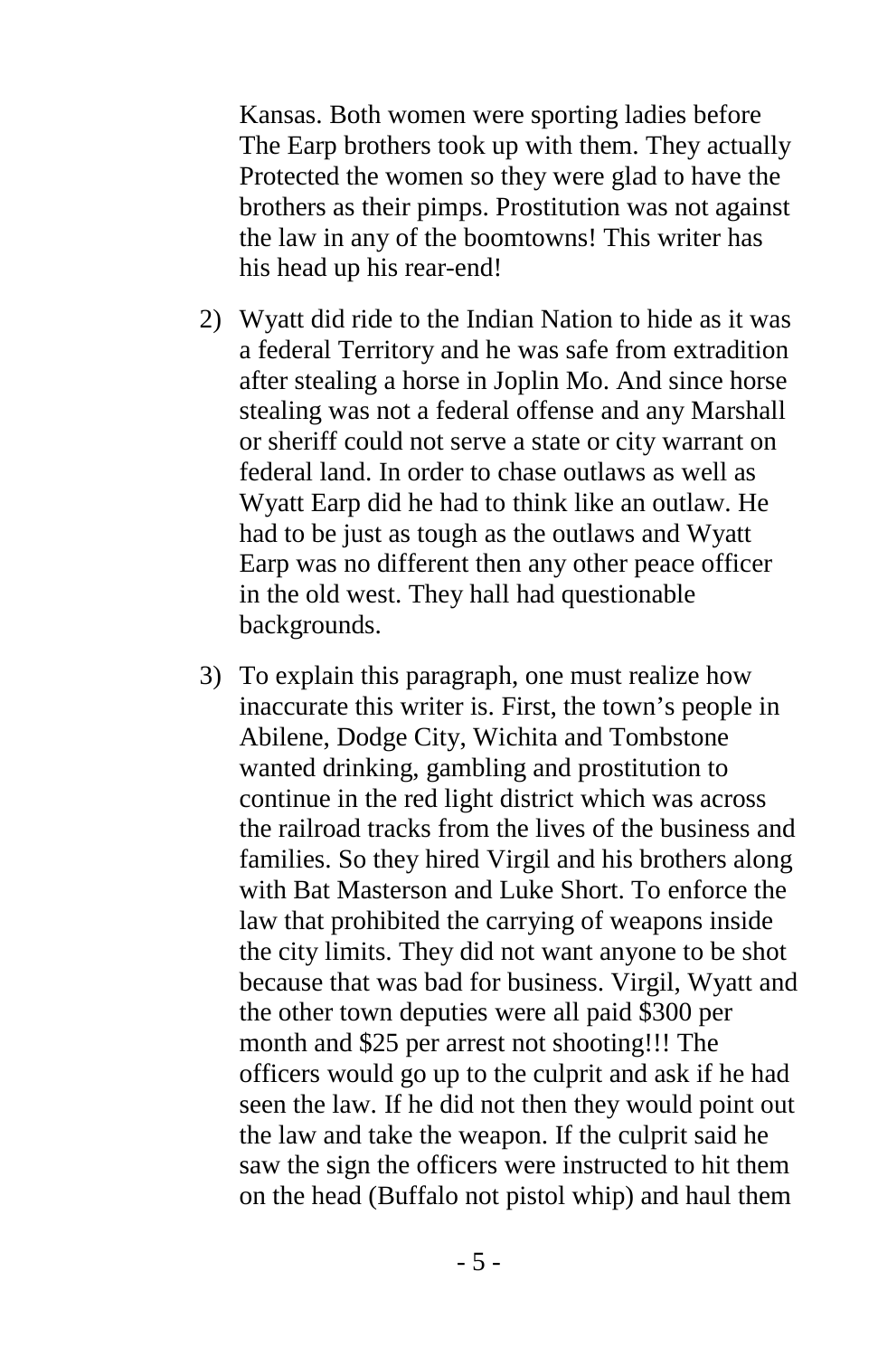Kansas. Both women were sporting ladies before The Earp brothers took up with them. They actually Protected the women so they were glad to have the brothers as their pimps. Prostitution was not against the law in any of the boomtowns! This writer has his head up his rear-end!

2) Wyatt did ride to the Indian Nation to hide as it was a federal Territory and he was safe from extradition after stealing a horse in Joplin Mo. And since horse stealing was not a federal offense and any Marshall or sheriff could not serve a state or city warrant on federal land. In order to chase outlaws as well as Wyatt Earp did he had to think like an outlaw. He had to be just as tough as the outlaws and Wyatt Earp was no different then any other peace officer in the old west. They hall had questionable backgrounds.

3) To explain this paragraph, one must realize how inaccurate this writer is. First, the town's people in Abilene, Dodge City, Wichita and Tombstone wanted drinking, gambling and prostitution to continue in the red light district which was across the railroad tracks from the lives of the business and families. So they hired Virgil and his brothers along with Bat Masterson and Luke Short. To enforce the law that prohibited the carrying of weapons inside the city limits. They did not want anyone to be shot because that was bad for business. Virgil, Wyatt and the other town deputies were all paid $300 per month and $25 per arrest not shooting!!! The officers would go up to the culprit and ask if he had seen the law. If he did not then they would point out the law and take the weapon. If the culprit said he saw the sign the officers were instructed to hit them on the head (Buffalo not pistol whip) and haul them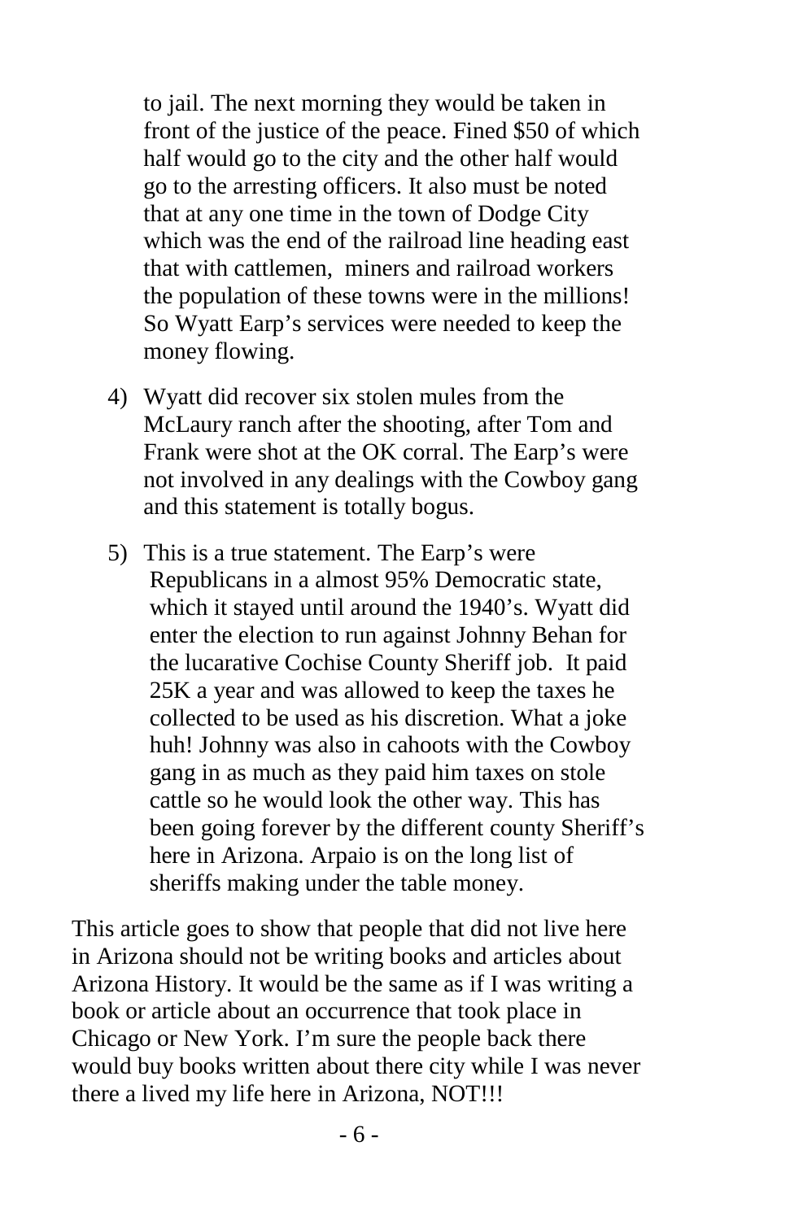to jail. The next morning they would be taken in front of the justice of the peace. Fined $50 of which half would go to the city and the other half would go to the arresting officers. It also must be noted that at any one time in the town of Dodge City which was the end of the railroad line heading east that with cattlemen, miners and railroad workers the population of these towns were in the millions! So Wyatt Earp's services were needed to keep the money flowing.

4) Wyatt did recover six stolen mules from the McLaury ranch after the shooting, after Tom and Frank were shot at the OK corral. The Earp's were not involved in any dealings with the Cowboy gang and this statement is totally bogus.

5) This is a true statement. The Earp's were Republicans in a almost 95% Democratic state, which it stayed until around the 1940's. Wyatt did enter the election to run against Johnny Behan for the lucarative Cochise County Sheriff job. It paid 25K a year and was allowed to keep the taxes he collected to be used as his discretion. What a joke huh! Johnny was also in cahoots with the Cowboy gang in as much as they paid him taxes on stole cattle so he would look the other way. This has been going forever by the different county Sheriff's here in Arizona. Arpaio is on the long list of sheriffs making under the table money.

This article goes to show that people that did not live here in Arizona should not be writing books and articles about Arizona History. It would be the same as if I was writing a book or article about an occurrence that took place in Chicago or New York. I'm sure the people back there would buy books written about there city while I was never there a lived my life here in Arizona, NOT!!!